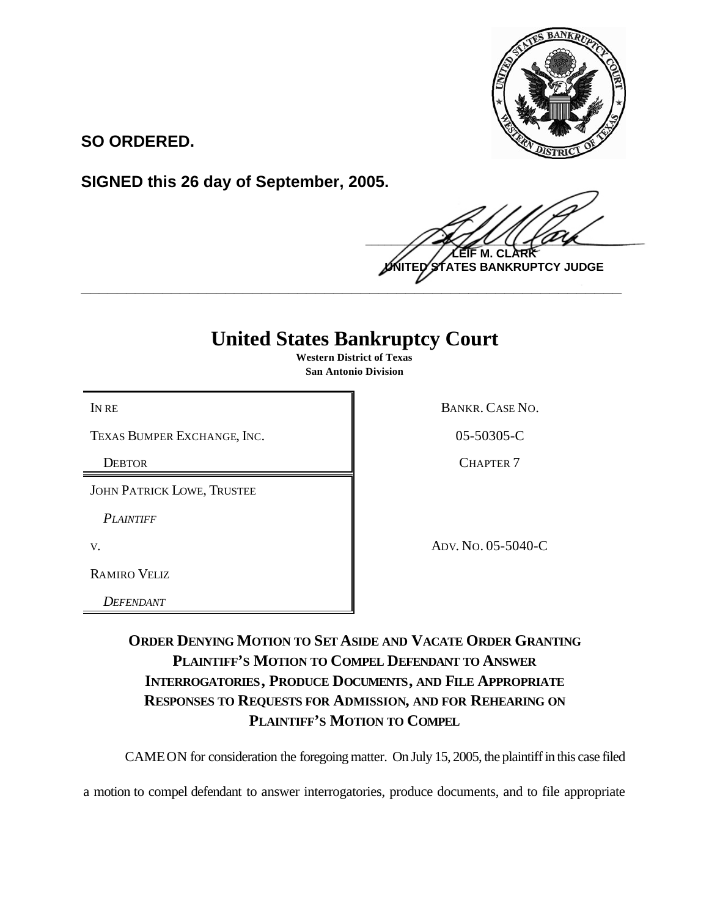**SO ORDERED.**

**SIGNED this 26 day of September, 2005.**

**LEIF M. CLARK**
**UNITED STATES BANKRUPTCY JUDGE**

---

# United States Bankruptcy Court

**Western District of Texas**
**San Antonio Division**

| | |
|---|---|
| IN RE | BANKR. CASE NO. |
| TEXAS BUMPER EXCHANGE, INC. | 05-50305-C |
| DEBTOR | CHAPTER 7 |
| JOHN PATRICK LOWE, TRUSTEE | |
| *PLAINTIFF* | |
| V. | ADV. NO. 05-5040-C |
| RAMIRO VELIZ | |
| *DEFENDANT* | |

## ORDER DENYING MOTION TO SET ASIDE AND VACATE ORDER GRANTING PLAINTIFF'S MOTION TO COMPEL DEFENDANT TO ANSWER INTERROGATORIES, PRODUCE DOCUMENTS, AND FILE APPROPRIATE RESPONSES TO REQUESTS FOR ADMISSION, AND FOR REHEARING ON PLAINTIFF'S MOTION TO COMPEL

CAME ON for consideration the foregoing matter. On July 15, 2005, the plaintiff in this case filed a motion to compel defendant to answer interrogatories, produce documents, and to file appropriate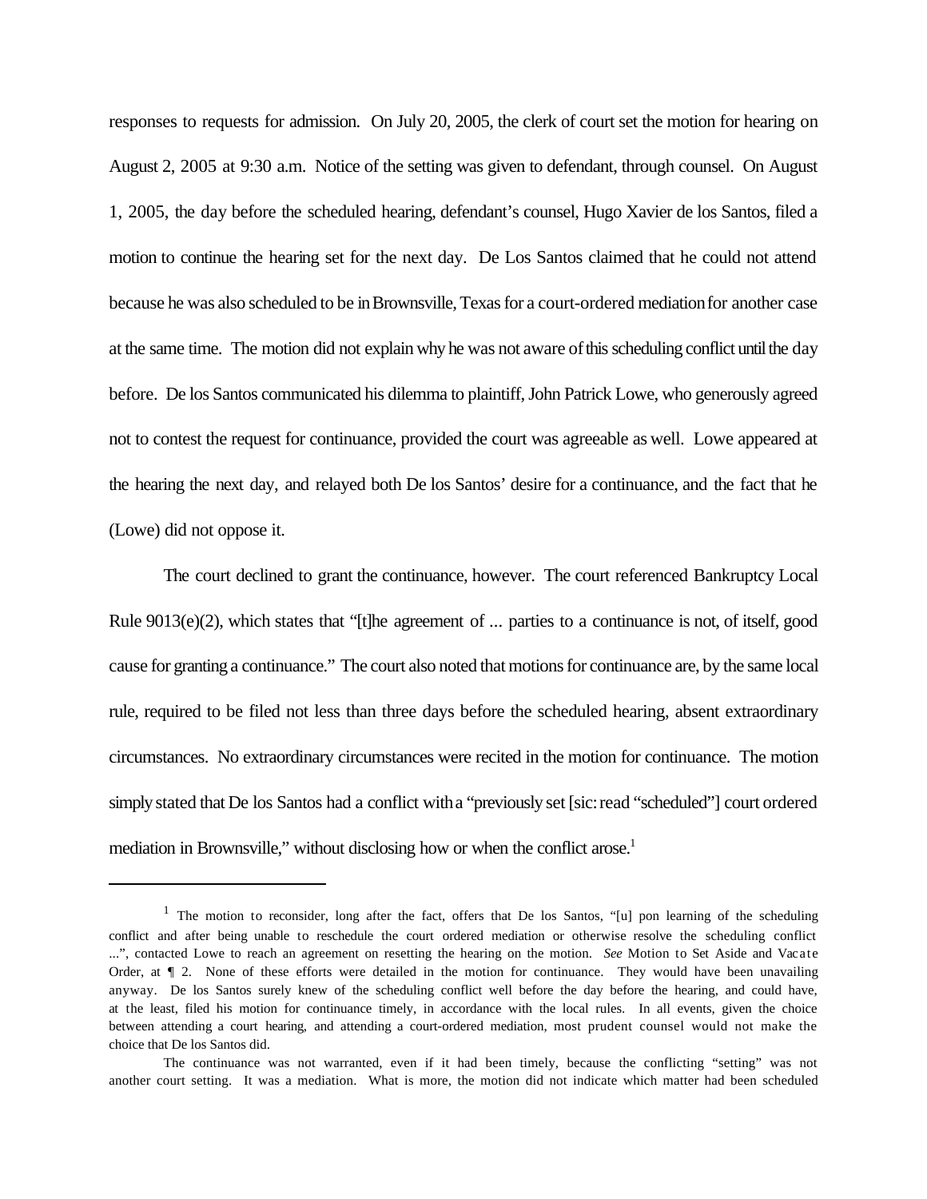responses to requests for admission. On July 20, 2005, the clerk of court set the motion for hearing on August 2, 2005 at 9:30 a.m. Notice of the setting was given to defendant, through counsel. On August 1, 2005, the day before the scheduled hearing, defendant's counsel, Hugo Xavier de los Santos, filed a motion to continue the hearing set for the next day. De Los Santos claimed that he could not attend because he was also scheduled to be in Brownsville, Texas for a court-ordered mediation for another case at the same time. The motion did not explain why he was not aware of this scheduling conflict until the day before. De los Santos communicated his dilemma to plaintiff, John Patrick Lowe, who generously agreed not to contest the request for continuance, provided the court was agreeable as well. Lowe appeared at the hearing the next day, and relayed both De los Santos' desire for a continuance, and the fact that he (Lowe) did not oppose it.

The court declined to grant the continuance, however. The court referenced Bankruptcy Local Rule 9013(e)(2), which states that "[t]he agreement of ... parties to a continuance is not, of itself, good cause for granting a continuance." The court also noted that motions for continuance are, by the same local rule, required to be filed not less than three days before the scheduled hearing, absent extraordinary circumstances. No extraordinary circumstances were recited in the motion for continuance. The motion simply stated that De los Santos had a conflict with a "previously set [sic: read "scheduled"] court ordered mediation in Brownsville," without disclosing how or when the conflict arose.[1]

---

[1] The motion to reconsider, long after the fact, offers that De los Santos, "[u] pon learning of the scheduling conflict and after being unable to reschedule the court ordered mediation or otherwise resolve the scheduling conflict ...", contacted Lowe to reach an agreement on resetting the hearing on the motion. *See* Motion to Set Aside and Vacate Order, at ¶ 2. None of these efforts were detailed in the motion for continuance. They would have been unavailing anyway. De los Santos surely knew of the scheduling conflict well before the day before the hearing, and could have, at the least, filed his motion for continuance timely, in accordance with the local rules. In all events, given the choice between attending a court hearing, and attending a court-ordered mediation, most prudent counsel would not make the choice that De los Santos did.

The continuance was not warranted, even if it had been timely, because the conflicting "setting" was not another court setting. It was a mediation. What is more, the motion did not indicate which matter had been scheduled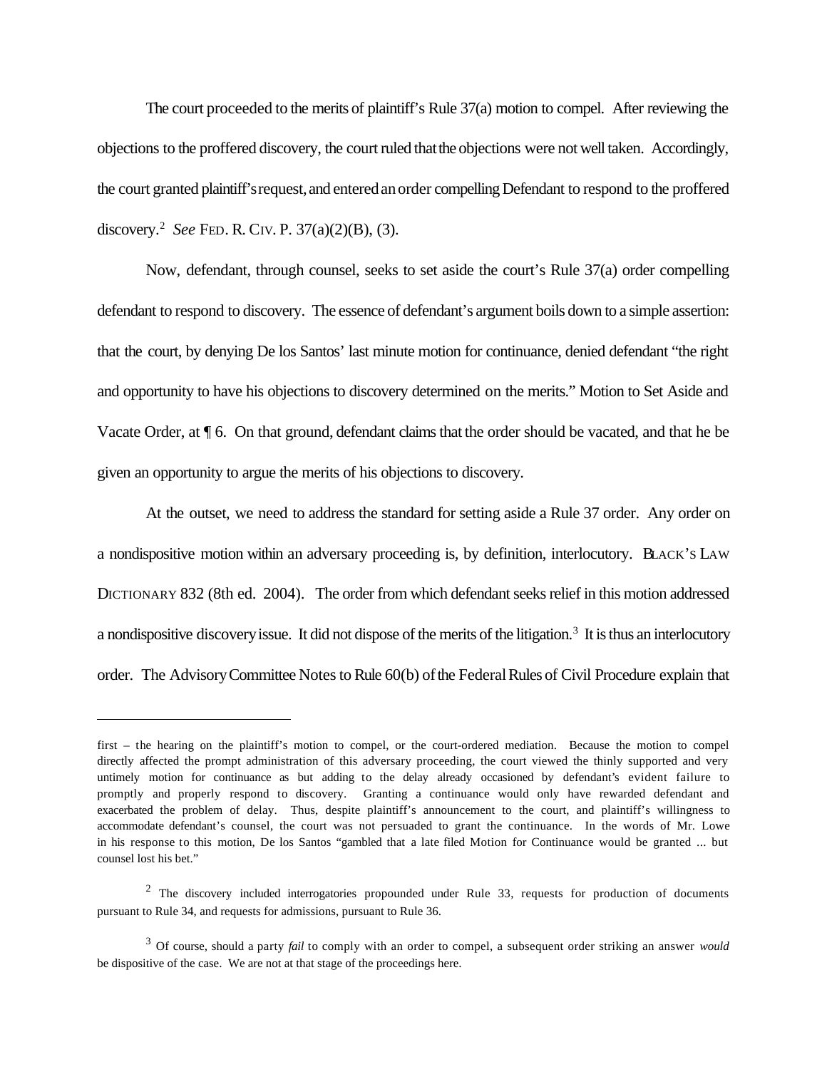The court proceeded to the merits of plaintiff's Rule 37(a) motion to compel. After reviewing the objections to the proffered discovery, the court ruled that the objections were not well taken. Accordingly, the court granted plaintiff's request, and entered an order compelling Defendant to respond to the proffered discovery.[2] *See* FED. R. CIV. P. 37(a)(2)(B), (3).

Now, defendant, through counsel, seeks to set aside the court's Rule 37(a) order compelling defendant to respond to discovery. The essence of defendant's argument boils down to a simple assertion: that the court, by denying De los Santos' last minute motion for continuance, denied defendant "the right and opportunity to have his objections to discovery determined on the merits." Motion to Set Aside and Vacate Order, at ¶ 6. On that ground, defendant claims that the order should be vacated, and that he be given an opportunity to argue the merits of his objections to discovery.

At the outset, we need to address the standard for setting aside a Rule 37 order. Any order on a nondispositive motion within an adversary proceeding is, by definition, interlocutory. BLACK'S LAW DICTIONARY 832 (8th ed. 2004). The order from which defendant seeks relief in this motion addressed a nondispositive discovery issue. It did not dispose of the merits of the litigation.[3] It is thus an interlocutory order. The Advisory Committee Notes to Rule 60(b) of the Federal Rules of Civil Procedure explain that

---

first – the hearing on the plaintiff's motion to compel, or the court-ordered mediation. Because the motion to compel directly affected the prompt administration of this adversary proceeding, the court viewed the thinly supported and very untimely motion for continuance as but adding to the delay already occasioned by defendant's evident failure to promptly and properly respond to discovery. Granting a continuance would only have rewarded defendant and exacerbated the problem of delay. Thus, despite plaintiff's announcement to the court, and plaintiff's willingness to accommodate defendant's counsel, the court was not persuaded to grant the continuance. In the words of Mr. Lowe in his response to this motion, De los Santos "gambled that a late filed Motion for Continuance would be granted ... but counsel lost his bet."

[2] The discovery included interrogatories propounded under Rule 33, requests for production of documents pursuant to Rule 34, and requests for admissions, pursuant to Rule 36.

[3] Of course, should a party *fail* to comply with an order to compel, a subsequent order striking an answer *would* be dispositive of the case. We are not at that stage of the proceedings here.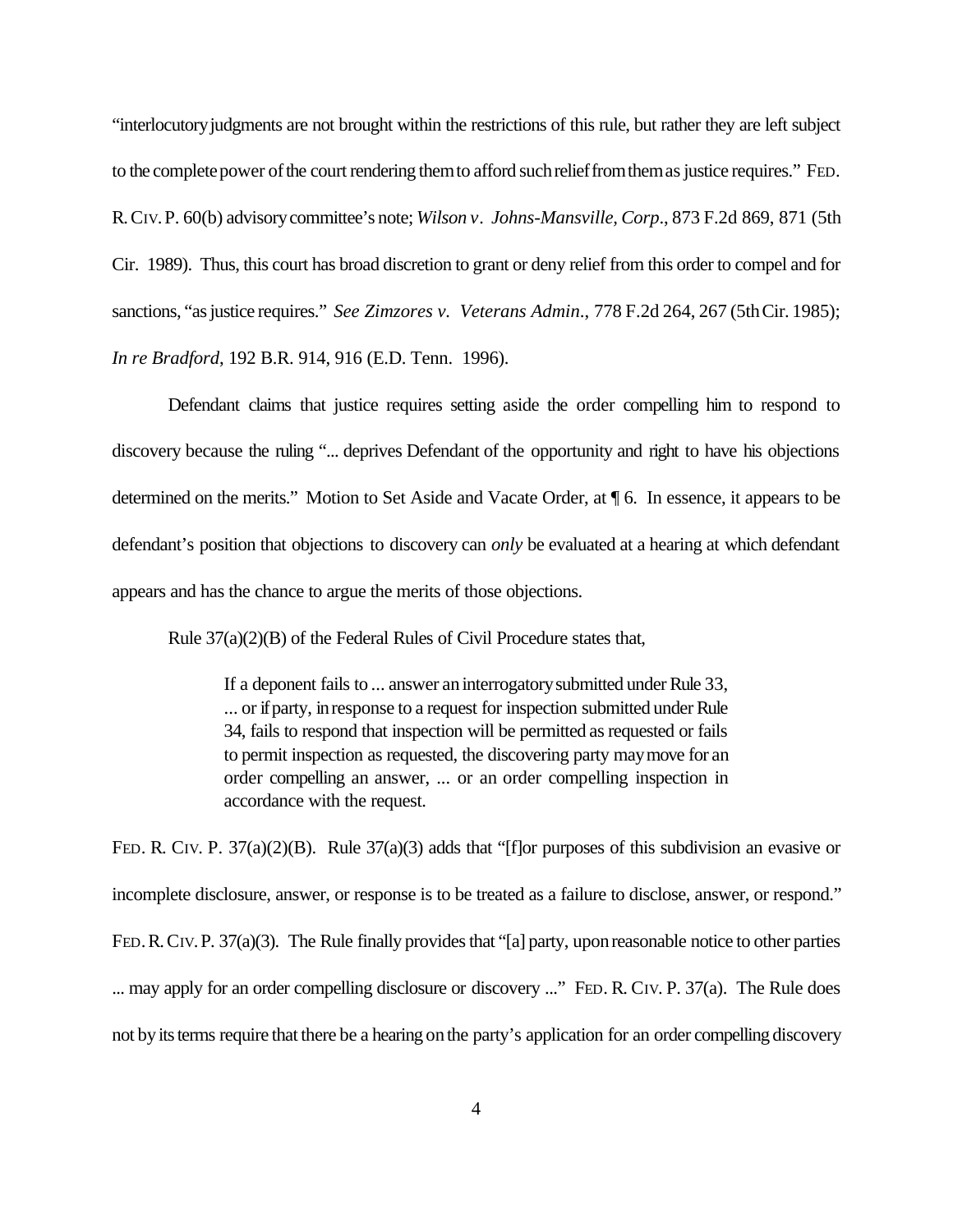"interlocutory judgments are not brought within the restrictions of this rule, but rather they are left subject to the complete power of the court rendering them to afford such relief from them as justice requires." FED. R. CIV. P. 60(b) advisory committee's note; *Wilson v. Johns-Mansville, Corp*., 873 F.2d 869, 871 (5th Cir. 1989). Thus, this court has broad discretion to grant or deny relief from this order to compel and for sanctions, "as justice requires." *See Zimzores v. Veterans Admin*., 778 F.2d 264, 267 (5th Cir. 1985); *In re Bradford*, 192 B.R. 914, 916 (E.D. Tenn. 1996).

Defendant claims that justice requires setting aside the order compelling him to respond to discovery because the ruling "... deprives Defendant of the opportunity and right to have his objections determined on the merits." Motion to Set Aside and Vacate Order, at ¶ 6. In essence, it appears to be defendant's position that objections to discovery can *only* be evaluated at a hearing at which defendant appears and has the chance to argue the merits of those objections.

Rule 37(a)(2)(B) of the Federal Rules of Civil Procedure states that,

> If a deponent fails to ... answer an interrogatory submitted under Rule 33, ... or if party, in response to a request for inspection submitted under Rule 34, fails to respond that inspection will be permitted as requested or fails to permit inspection as requested, the discovering party may move for an order compelling an answer, ... or an order compelling inspection in accordance with the request.

FED. R. CIV. P. 37(a)(2)(B). Rule 37(a)(3) adds that "[f]or purposes of this subdivision an evasive or incomplete disclosure, answer, or response is to be treated as a failure to disclose, answer, or respond." FED. R. CIV. P. 37(a)(3). The Rule finally provides that "[a] party, upon reasonable notice to other parties ... may apply for an order compelling disclosure or discovery ..." FED. R. CIV. P. 37(a). The Rule does not by its terms require that there be a hearing on the party's application for an order compelling discovery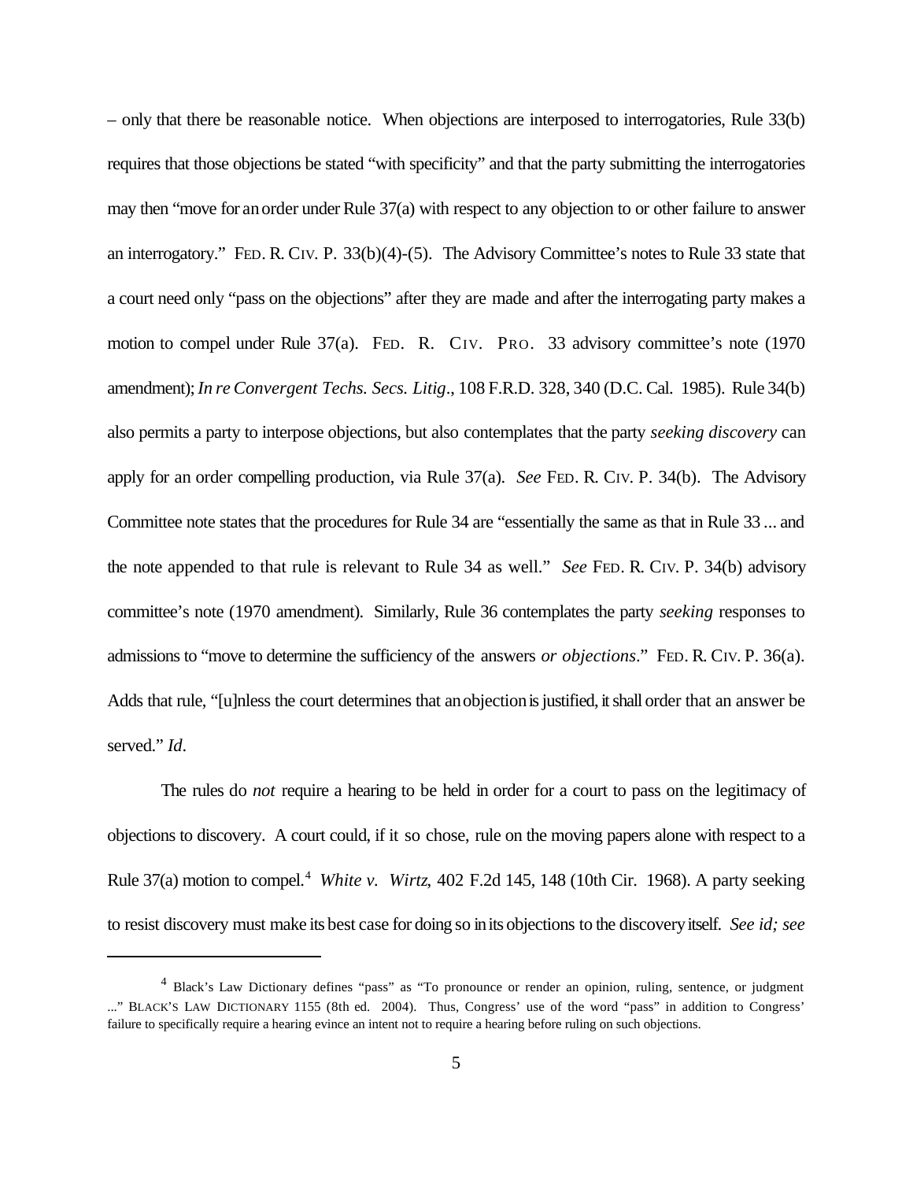– only that there be reasonable notice. When objections are interposed to interrogatories, Rule 33(b) requires that those objections be stated "with specificity" and that the party submitting the interrogatories may then "move for an order under Rule 37(a) with respect to any objection to or other failure to answer an interrogatory." FED. R. CIV. P. 33(b)(4)-(5). The Advisory Committee's notes to Rule 33 state that a court need only "pass on the objections" after they are made and after the interrogating party makes a motion to compel under Rule 37(a). FED. R. CIV. PRO. 33 advisory committee's note (1970 amendment); *In re Convergent Techs. Secs. Litig*., 108 F.R.D. 328, 340 (D.C. Cal. 1985). Rule 34(b) also permits a party to interpose objections, but also contemplates that the party *seeking discovery* can apply for an order compelling production, via Rule 37(a). *See* FED. R. CIV. P. 34(b). The Advisory Committee note states that the procedures for Rule 34 are "essentially the same as that in Rule 33 ... and the note appended to that rule is relevant to Rule 34 as well." *See* FED. R. CIV. P. 34(b) advisory committee's note (1970 amendment). Similarly, Rule 36 contemplates the party *seeking* responses to admissions to "move to determine the sufficiency of the answers *or objections*." FED. R. CIV. P. 36(a). Adds that rule, "[u]nless the court determines that an objection is justified, it shall order that an answer be served." *Id*.

The rules do *not* require a hearing to be held in order for a court to pass on the legitimacy of objections to discovery. A court could, if it so chose, rule on the moving papers alone with respect to a Rule 37(a) motion to compel.[4] *White v. Wirtz*, 402 F.2d 145, 148 (10th Cir. 1968). A party seeking to resist discovery must make its best case for doing so in its objections to the discovery itself. *See id; see*

---

[4] Black's Law Dictionary defines "pass" as "To pronounce or render an opinion, ruling, sentence, or judgment ..." BLACK'S LAW DICTIONARY 1155 (8th ed. 2004). Thus, Congress' use of the word "pass" in addition to Congress' failure to specifically require a hearing evince an intent not to require a hearing before ruling on such objections.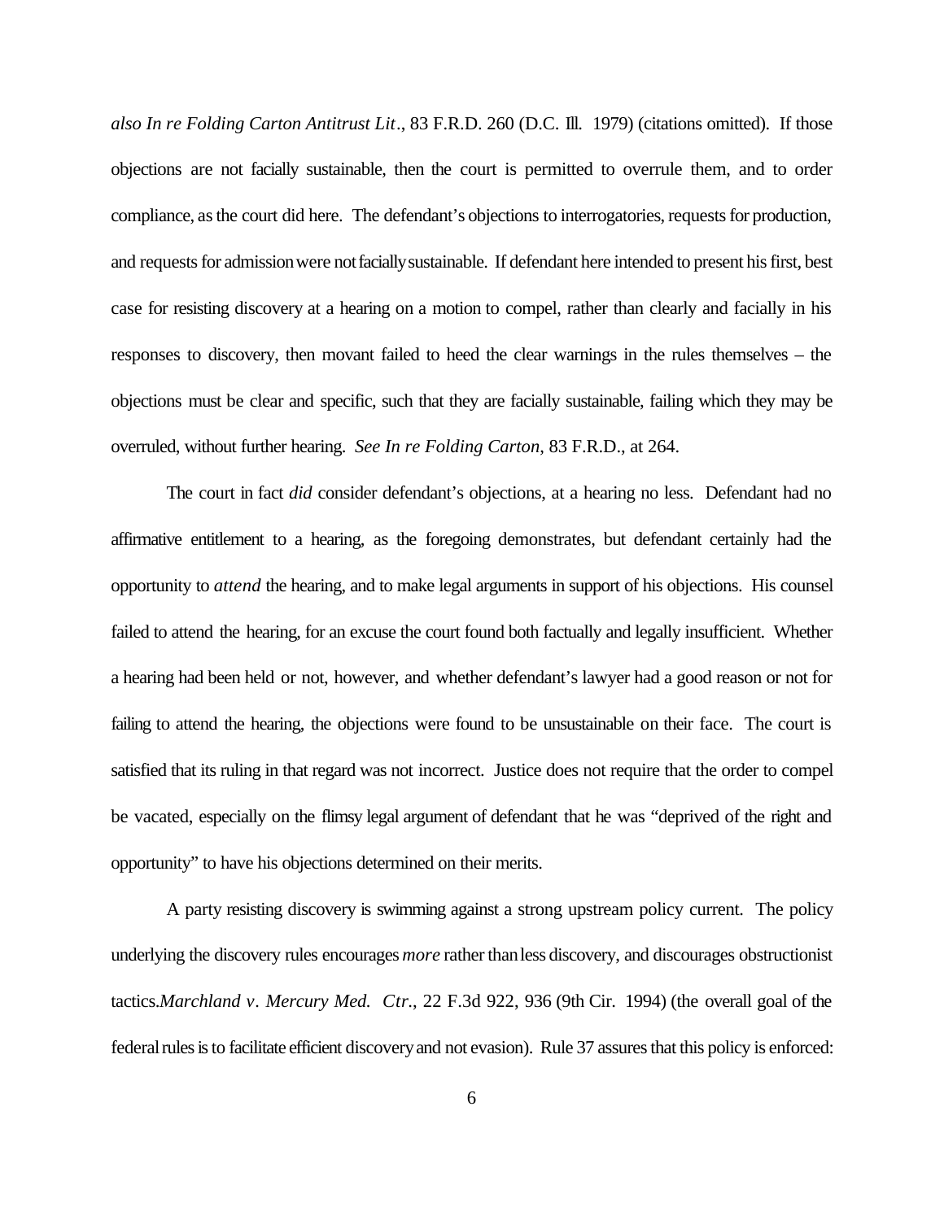*also In re Folding Carton Antitrust Lit*., 83 F.R.D. 260 (D.C. Ill. 1979) (citations omitted). If those objections are not facially sustainable, then the court is permitted to overrule them, and to order compliance, as the court did here. The defendant's objections to interrogatories, requests for production, and requests for admission were not facially sustainable. If defendant here intended to present his first, best case for resisting discovery at a hearing on a motion to compel, rather than clearly and facially in his responses to discovery, then movant failed to heed the clear warnings in the rules themselves – the objections must be clear and specific, such that they are facially sustainable, failing which they may be overruled, without further hearing. *See In re Folding Carton*, 83 F.R.D., at 264.

The court in fact *did* consider defendant's objections, at a hearing no less. Defendant had no affirmative entitlement to a hearing, as the foregoing demonstrates, but defendant certainly had the opportunity to *attend* the hearing, and to make legal arguments in support of his objections. His counsel failed to attend the hearing, for an excuse the court found both factually and legally insufficient. Whether a hearing had been held or not, however, and whether defendant's lawyer had a good reason or not for failing to attend the hearing, the objections were found to be unsustainable on their face. The court is satisfied that its ruling in that regard was not incorrect. Justice does not require that the order to compel be vacated, especially on the flimsy legal argument of defendant that he was "deprived of the right and opportunity" to have his objections determined on their merits.

A party resisting discovery is swimming against a strong upstream policy current. The policy underlying the discovery rules encourages *more* rather than less discovery, and discourages obstructionist tactics.*Marchland v. Mercury Med. Ctr.*, 22 F.3d 922, 936 (9th Cir. 1994) (the overall goal of the federal rules is to facilitate efficient discovery and not evasion). Rule 37 assures that this policy is enforced: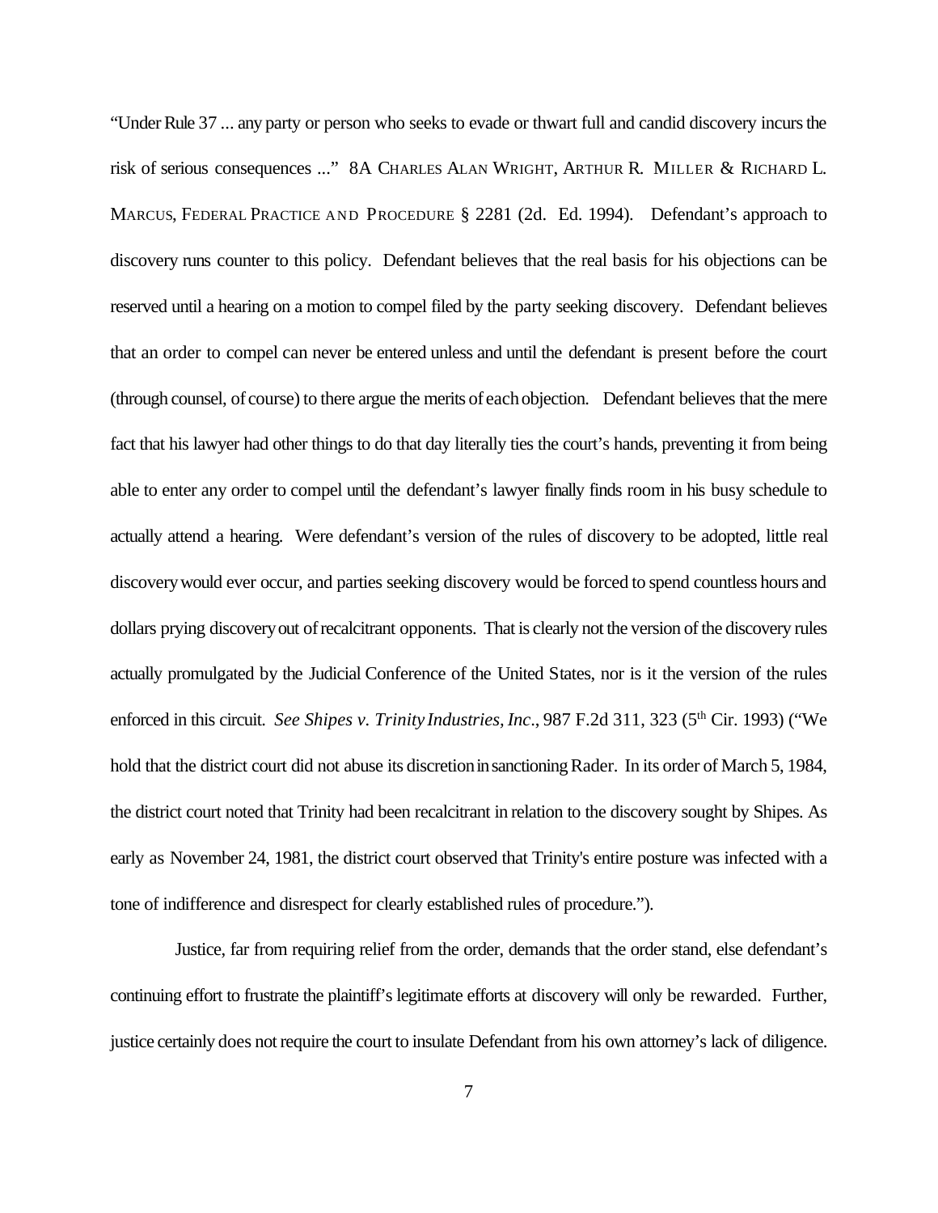"Under Rule 37 ... any party or person who seeks to evade or thwart full and candid discovery incurs the risk of serious consequences ..." 8A CHARLES ALAN WRIGHT, ARTHUR R. MILLER & RICHARD L. MARCUS, FEDERAL PRACTICE AND PROCEDURE § 2281 (2d. Ed. 1994). Defendant's approach to discovery runs counter to this policy. Defendant believes that the real basis for his objections can be reserved until a hearing on a motion to compel filed by the party seeking discovery. Defendant believes that an order to compel can never be entered unless and until the defendant is present before the court (through counsel, of course) to there argue the merits of each objection. Defendant believes that the mere fact that his lawyer had other things to do that day literally ties the court's hands, preventing it from being able to enter any order to compel until the defendant's lawyer finally finds room in his busy schedule to actually attend a hearing. Were defendant's version of the rules of discovery to be adopted, little real discovery would ever occur, and parties seeking discovery would be forced to spend countless hours and dollars prying discovery out of recalcitrant opponents. That is clearly not the version of the discovery rules actually promulgated by the Judicial Conference of the United States, nor is it the version of the rules enforced in this circuit. *See Shipes v. Trinity Industries, Inc.*, 987 F.2d 311, 323 (5th Cir. 1993) ("We hold that the district court did not abuse its discretion in sanctioning Rader. In its order of March 5, 1984, the district court noted that Trinity had been recalcitrant in relation to the discovery sought by Shipes. As early as November 24, 1981, the district court observed that Trinity's entire posture was infected with a tone of indifference and disrespect for clearly established rules of procedure.").

Justice, far from requiring relief from the order, demands that the order stand, else defendant's continuing effort to frustrate the plaintiff's legitimate efforts at discovery will only be rewarded. Further, justice certainly does not require the court to insulate Defendant from his own attorney's lack of diligence.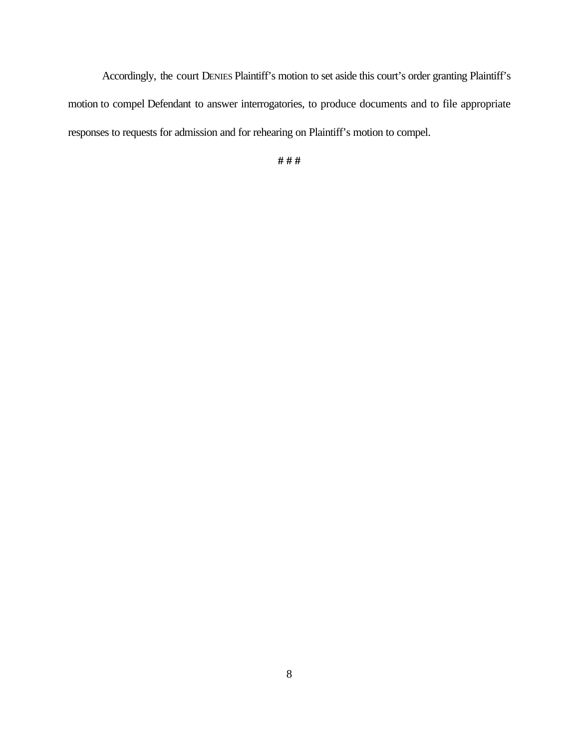Accordingly, the court DENIES Plaintiff's motion to set aside this court's order granting Plaintiff's motion to compel Defendant to answer interrogatories, to produce documents and to file appropriate responses to requests for admission and for rehearing on Plaintiff's motion to compel.

# # #